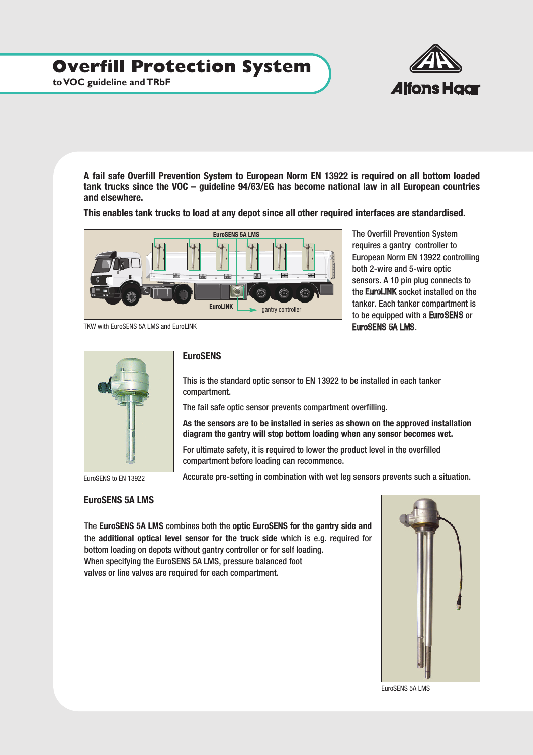# Overfill Protection System

**to VOC guideline and TRbF**

Alfons Haar

**A fail safe Overfill Prevention System to European Norm EN 13922 is required on all bottom loaded tank trucks since the VOC – guideline 94/63/EG has become national law in all European countries and elsewhere.**

**This enables tank trucks to load at any depot since all other required interfaces are standardised.**

TKW with EuroSENS 5A LMS and EuroLINK

The Overfill Prevention System requires a gantry controller to European Norm EN 13922 controlling both 2-wire and 5-wire optic sensors. A 10 pin plug connects to the **EuroLINK** socket installed on the tanker. Each tanker compartment is to be equipped with a **EuroSENS** or **EuroSENS 5A LMS**.

## EuroSENS

This is the standard optic sensor to EN 13922 to be installed in each tanker compartment.

The fail safe optic sensor prevents compartment overfilling.

**As the sensors are to be installed in series as shown on the approved installation diagram the gantry will stop bottom loading when any sensor becomes wet.**

For ultimate safety, it is required to lower the product level in the overfilled compartment before loading can recommence.

Accurate pre-setting in combination with wet leg sensors prevents such a situation.

EuroSENS to EN 13922

## EuroSENS 5A LMS

The **EuroSENS 5A LMS** combines both the **optic EuroSENS for the gantry side and** the **additional optical level sensor for the truck side** which is e.g. required for bottom loading on depots without gantry controller or for self loading.
When specifying the EuroSENS 5A LMS, pressure balanced foot valves or line valves are required for each compartment.

EuroSENS 5A LMS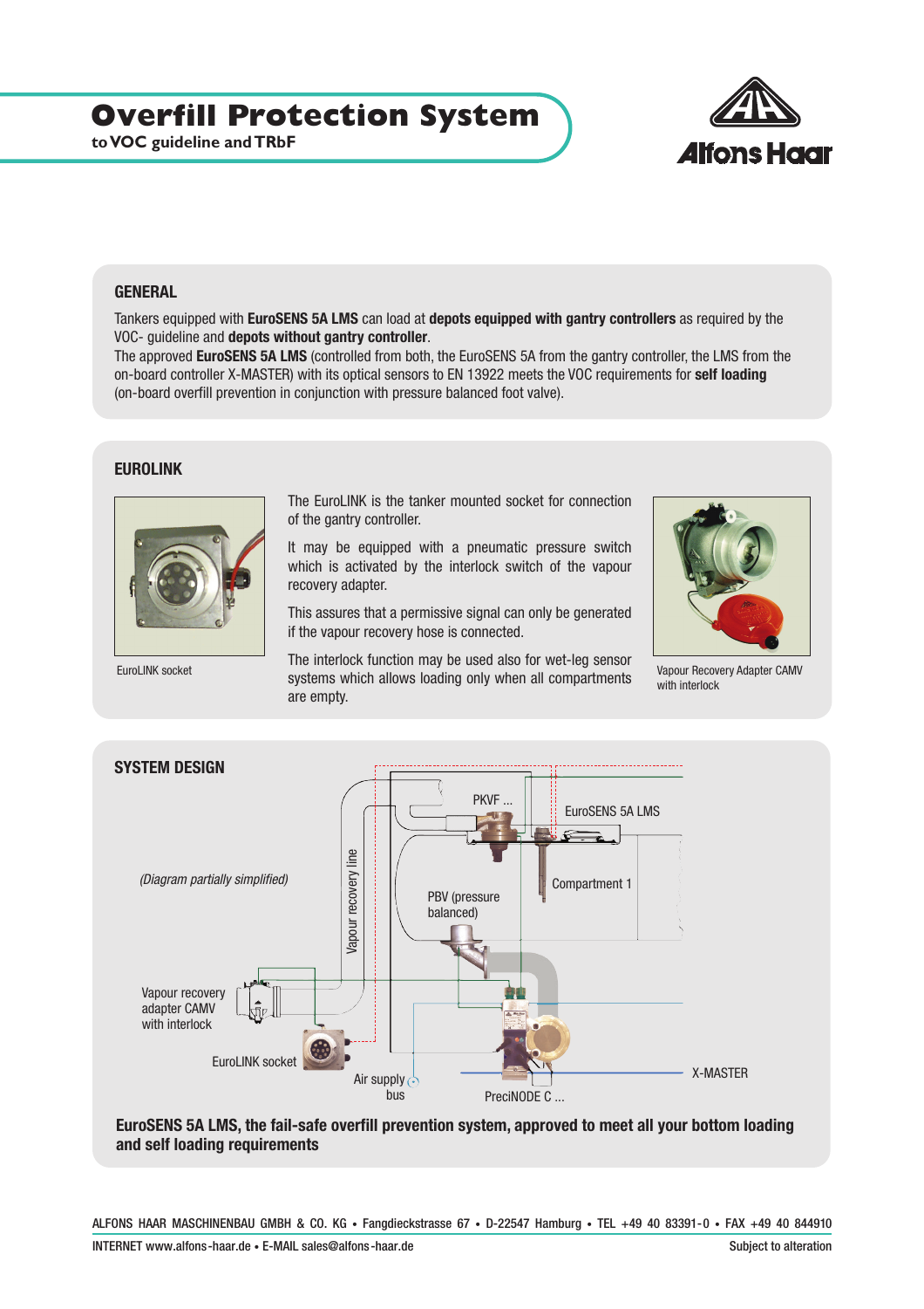# Overfill Protection System

to VOC guideline and TRbF

Alfons Haar

## GENERAL

Tankers equipped with **EuroSENS 5A LMS** can load at **depots equipped with gantry controllers** as required by the VOC- guideline and **depots without gantry controller**.

The approved **EuroSENS 5A LMS** (controlled from both, the EuroSENS 5A from the gantry controller, the LMS from the on-board controller X-MASTER) with its optical sensors to EN 13922 meets the VOC requirements for **self loading** (on-board overfill prevention in conjunction with pressure balanced foot valve).

## EUROLINK

EuroLINK socket

The EuroLINK is the tanker mounted socket for connection of the gantry controller.

It may be equipped with a pneumatic pressure switch which is activated by the interlock switch of the vapour recovery adapter.

This assures that a permissive signal can only be generated if the vapour recovery hose is connected.

The interlock function may be used also for wet-leg sensor systems which allows loading only when all compartments are empty.

Vapour Recovery Adapter CAMV with interlock

## SYSTEM DESIGN

*(Diagram partially simplified)*

Vapour recovery line

PKVF ...

EuroSENS 5A LMS

Compartment 1

PBV (pressure balanced)

Vapour recovery adapter CAMV with interlock

EuroLINK socket

Air supply

bus

PreciNODE C ...

X-MASTER

**EuroSENS 5A LMS, the fail-safe overfill prevention system, approved to meet all your bottom loading and self loading requirements**

ALFONS HAAR MASCHINENBAU GMBH & CO. KG • Fangdieckstrasse 67 • D-22547 Hamburg • TEL +49 40 83391-0 • FAX +49 40 844910

INTERNET www.alfons-haar.de • E-MAIL sales@alfons-haar.de

Subject to alteration